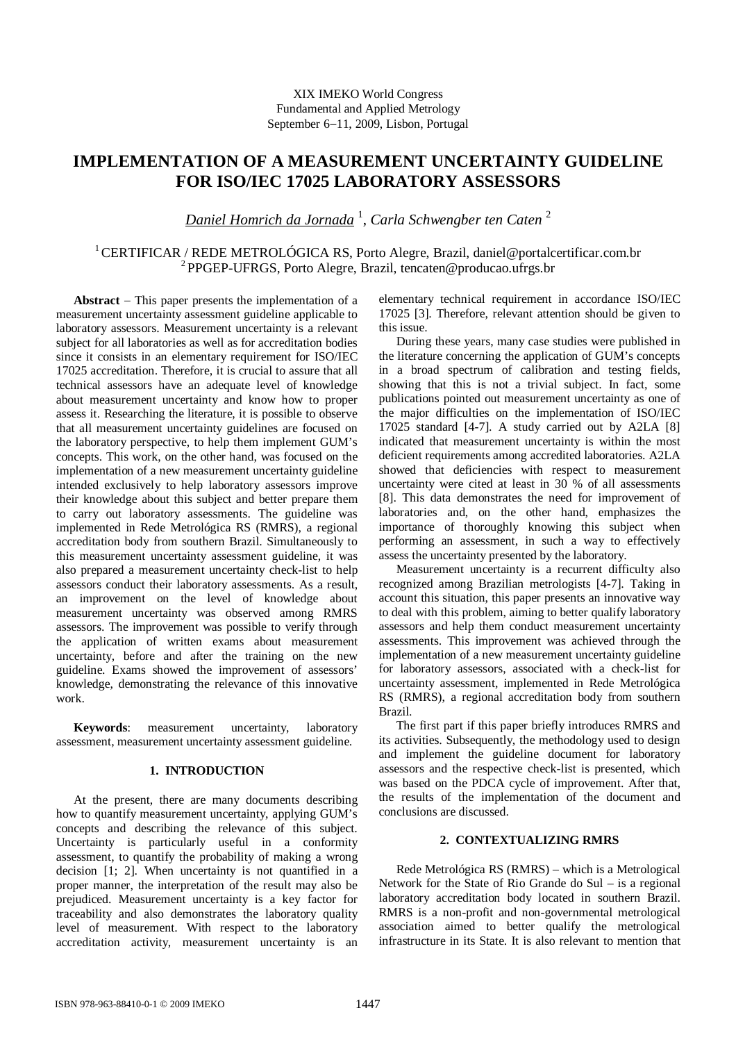XIX IMEKO World Congress
Fundamental and Applied Metrology
September 6−11, 2009, Lisbon, Portugal

# IMPLEMENTATION OF A MEASUREMENT UNCERTAINTY GUIDELINE FOR ISO/IEC 17025 LABORATORY ASSESSORS

*Daniel Homrich da Jornada* [1], *Carla Schwengber ten Caten* [2]

[1] CERTIFICAR / REDE METROLÓGICA RS, Porto Alegre, Brazil, daniel@portalcertificar.com.br
[2] PPGEP-UFRGS, Porto Alegre, Brazil, tencaten@producao.ufrgs.br

**Abstract** − This paper presents the implementation of a measurement uncertainty assessment guideline applicable to laboratory assessors. Measurement uncertainty is a relevant subject for all laboratories as well as for accreditation bodies since it consists in an elementary requirement for ISO/IEC 17025 accreditation. Therefore, it is crucial to assure that all technical assessors have an adequate level of knowledge about measurement uncertainty and know how to proper assess it. Researching the literature, it is possible to observe that all measurement uncertainty guidelines are focused on the laboratory perspective, to help them implement GUM's concepts. This work, on the other hand, was focused on the implementation of a new measurement uncertainty guideline intended exclusively to help laboratory assessors improve their knowledge about this subject and better prepare them to carry out laboratory assessments. The guideline was implemented in Rede Metrológica RS (RMRS), a regional accreditation body from southern Brazil. Simultaneously to this measurement uncertainty assessment guideline, it was also prepared a measurement uncertainty check-list to help assessors conduct their laboratory assessments. As a result, an improvement on the level of knowledge about measurement uncertainty was observed among RMRS assessors. The improvement was possible to verify through the application of written exams about measurement uncertainty, before and after the training on the new guideline. Exams showed the improvement of assessors' knowledge, demonstrating the relevance of this innovative work.

**Keywords**: measurement uncertainty, laboratory assessment, measurement uncertainty assessment guideline.

## 1. INTRODUCTION

At the present, there are many documents describing how to quantify measurement uncertainty, applying GUM's concepts and describing the relevance of this subject. Uncertainty is particularly useful in a conformity assessment, to quantify the probability of making a wrong decision [1; 2]. When uncertainty is not quantified in a proper manner, the interpretation of the result may also be prejudiced. Measurement uncertainty is a key factor for traceability and also demonstrates the laboratory quality level of measurement. With respect to the laboratory accreditation activity, measurement uncertainty is an elementary technical requirement in accordance ISO/IEC 17025 [3]. Therefore, relevant attention should be given to this issue.

During these years, many case studies were published in the literature concerning the application of GUM's concepts in a broad spectrum of calibration and testing fields, showing that this is not a trivial subject. In fact, some publications pointed out measurement uncertainty as one of the major difficulties on the implementation of ISO/IEC 17025 standard [4-7]. A study carried out by A2LA [8] indicated that measurement uncertainty is within the most deficient requirements among accredited laboratories. A2LA showed that deficiencies with respect to measurement uncertainty were cited at least in 30 % of all assessments [8]. This data demonstrates the need for improvement of laboratories and, on the other hand, emphasizes the importance of thoroughly knowing this subject when performing an assessment, in such a way to effectively assess the uncertainty presented by the laboratory.

Measurement uncertainty is a recurrent difficulty also recognized among Brazilian metrologists [4-7]. Taking in account this situation, this paper presents an innovative way to deal with this problem, aiming to better qualify laboratory assessors and help them conduct measurement uncertainty assessments. This improvement was achieved through the implementation of a new measurement uncertainty guideline for laboratory assessors, associated with a check-list for uncertainty assessment, implemented in Rede Metrológica RS (RMRS), a regional accreditation body from southern Brazil.

The first part if this paper briefly introduces RMRS and its activities. Subsequently, the methodology used to design and implement the guideline document for laboratory assessors and the respective check-list is presented, which was based on the PDCA cycle of improvement. After that, the results of the implementation of the document and conclusions are discussed.

## 2. CONTEXTUALIZING RMRS

Rede Metrológica RS (RMRS) – which is a Metrological Network for the State of Rio Grande do Sul – is a regional laboratory accreditation body located in southern Brazil. RMRS is a non-profit and non-governmental metrological association aimed to better qualify the metrological infrastructure in its State. It is also relevant to mention that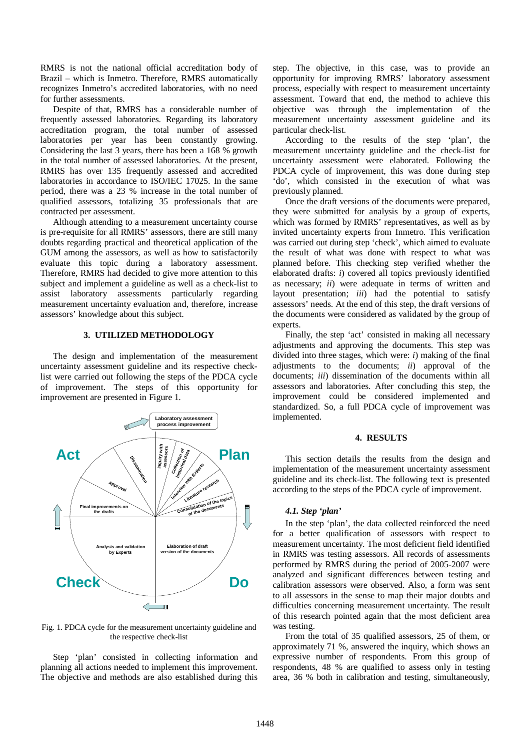RMRS is not the national official accreditation body of Brazil – which is Inmetro. Therefore, RMRS automatically recognizes Inmetro's accredited laboratories, with no need for further assessments.

Despite of that, RMRS has a considerable number of frequently assessed laboratories. Regarding its laboratory accreditation program, the total number of assessed laboratories per year has been constantly growing. Considering the last 3 years, there has been a 168 % growth in the total number of assessed laboratories. At the present, RMRS has over 135 frequently assessed and accredited laboratories in accordance to ISO/IEC 17025. In the same period, there was a 23 % increase in the total number of qualified assessors, totalizing 35 professionals that are contracted per assessment.

Although attending to a measurement uncertainty course is pre-requisite for all RMRS' assessors, there are still many doubts regarding practical and theoretical application of the GUM among the assessors, as well as how to satisfactorily evaluate this topic during a laboratory assessment. Therefore, RMRS had decided to give more attention to this subject and implement a guideline as well as a check-list to assist laboratory assessments particularly regarding measurement uncertainty evaluation and, therefore, increase assessors' knowledge about this subject.

## 3. UTILIZED METHODOLOGY

The design and implementation of the measurement uncertainty assessment guideline and its respective check-list were carried out following the steps of the PDCA cycle of improvement. The steps of this opportunity for improvement are presented in Figure 1.

Fig. 1. PDCA cycle for the measurement uncertainty guideline and the respective check-list

Step 'plan' consisted in collecting information and planning all actions needed to implement this improvement. The objective and methods are also established during this step. The objective, in this case, was to provide an opportunity for improving RMRS' laboratory assessment process, especially with respect to measurement uncertainty assessment. Toward that end, the method to achieve this objective was through the implementation of the measurement uncertainty assessment guideline and its particular check-list.

According to the results of the step 'plan', the measurement uncertainty guideline and the check-list for uncertainty assessment were elaborated. Following the PDCA cycle of improvement, this was done during step 'do', which consisted in the execution of what was previously planned.

Once the draft versions of the documents were prepared, they were submitted for analysis by a group of experts, which was formed by RMRS' representatives, as well as by invited uncertainty experts from Inmetro. This verification was carried out during step 'check', which aimed to evaluate the result of what was done with respect to what was planned before. This checking step verified whether the elaborated drafts: *i*) covered all topics previously identified as necessary; *ii*) were adequate in terms of written and layout presentation; *iii*) had the potential to satisfy assessors' needs. At the end of this step, the draft versions of the documents were considered as validated by the group of experts.

Finally, the step 'act' consisted in making all necessary adjustments and approving the documents. This step was divided into three stages, which were: *i*) making of the final adjustments to the documents; *ii*) approval of the documents; *iii*) dissemination of the documents within all assessors and laboratories. After concluding this step, the improvement could be considered implemented and standardized. So, a full PDCA cycle of improvement was implemented.

## 4. RESULTS

This section details the results from the design and implementation of the measurement uncertainty assessment guideline and its check-list. The following text is presented according to the steps of the PDCA cycle of improvement.

### *4.1. Step 'plan'*

In the step 'plan', the data collected reinforced the need for a better qualification of assessors with respect to measurement uncertainty. The most deficient field identified in RMRS was testing assessors. All records of assessments performed by RMRS during the period of 2005-2007 were analyzed and significant differences between testing and calibration assessors were observed. Also, a form was sent to all assessors in the sense to map their major doubts and difficulties concerning measurement uncertainty. The result of this research pointed again that the most deficient area was testing.

From the total of 35 qualified assessors, 25 of them, or approximately 71 %, answered the inquiry, which shows an expressive number of respondents. From this group of respondents, 48 % are qualified to assess only in testing area, 36 % both in calibration and testing, simultaneously,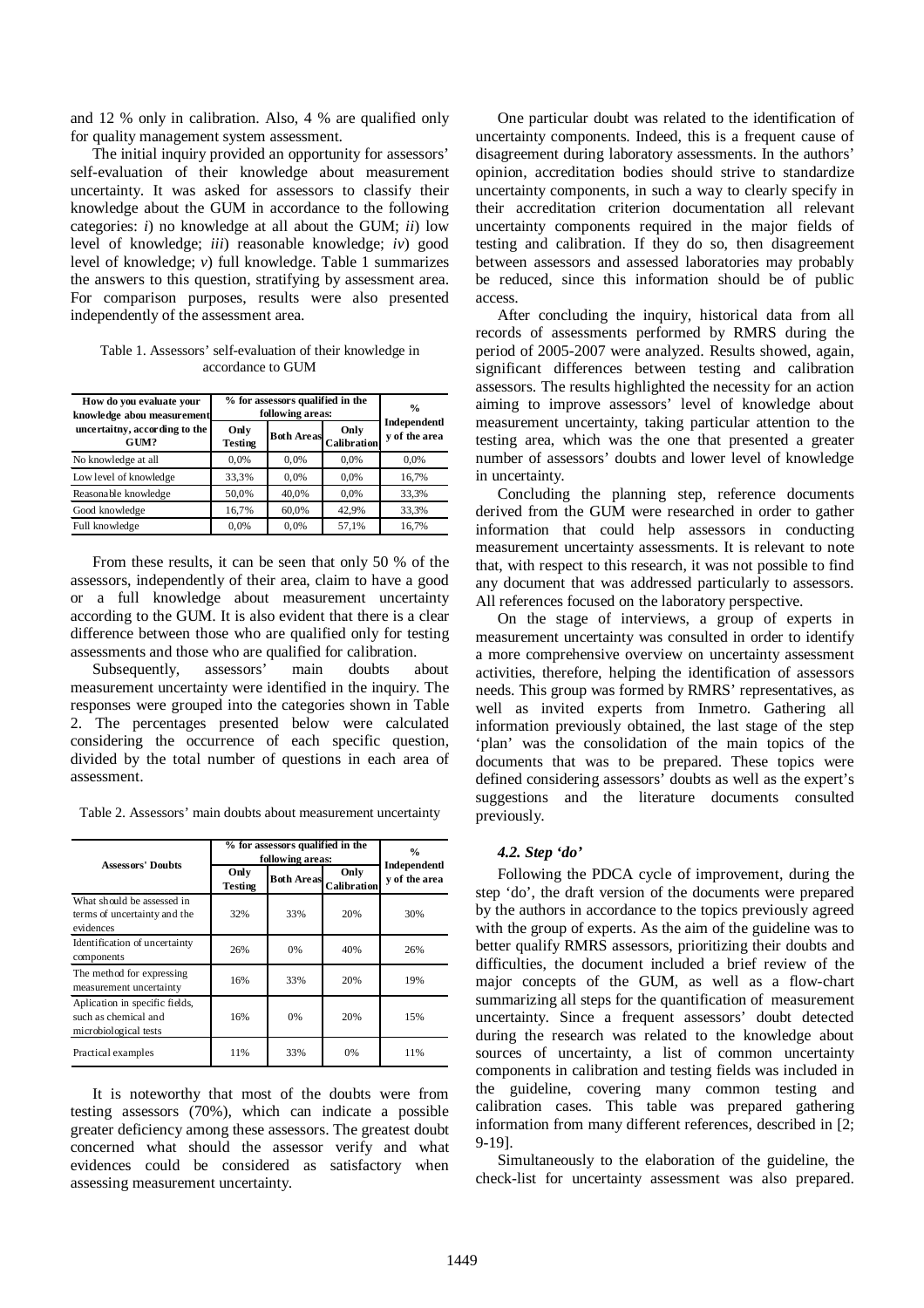and 12 % only in calibration. Also, 4 % are qualified only for quality management system assessment.

The initial inquiry provided an opportunity for assessors' self-evaluation of their knowledge about measurement uncertainty. It was asked for assessors to classify their knowledge about the GUM in accordance to the following categories: *i*) no knowledge at all about the GUM; *ii*) low level of knowledge; *iii*) reasonable knowledge; *iv*) good level of knowledge; *v*) full knowledge. Table 1 summarizes the answers to this question, stratifying by assessment area. For comparison purposes, results were also presented independently of the assessment area.

Table 1. Assessors' self-evaluation of their knowledge in accordance to GUM

| How do you evaluate your knowledge abou measurement uncertaitny, according to the GUM? | % for assessors qualified in the following areas: | | | % Independently of the area |
|---|---|---|---|---|
| | Only Testing | Both Areas | Only Calibration | |
| No knowledge at all | 0,0% | 0,0% | 0,0% | 0,0% |
| Low level of knowledge | 33,3% | 0,0% | 0,0% | 16,7% |
| Reasonable knowledge | 50,0% | 40,0% | 0,0% | 33,3% |
| Good knowledge | 16,7% | 60,0% | 42,9% | 33,3% |
| Full knowledge | 0,0% | 0,0% | 57,1% | 16,7% |

From these results, it can be seen that only 50 % of the assessors, independently of their area, claim to have a good or a full knowledge about measurement uncertainty according to the GUM. It is also evident that there is a clear difference between those who are qualified only for testing assessments and those who are qualified for calibration.

Subsequently, assessors' main doubts about measurement uncertainty were identified in the inquiry. The responses were grouped into the categories shown in Table 2. The percentages presented below were calculated considering the occurrence of each specific question, divided by the total number of questions in each area of assessment.

Table 2. Assessors' main doubts about measurement uncertainty

| Assessors' Doubts | % for assessors qualified in the following areas: | | | % Independently of the area |
|---|---|---|---|---|
| | Only Testing | Both Areas | Only Calibration | |
| What should be assessed in terms of uncertainty and the evidences | 32% | 33% | 20% | 30% |
| Identification of uncertainty components | 26% | 0% | 40% | 26% |
| The method for expressing measurement uncertainty | 16% | 33% | 20% | 19% |
| Aplication in specific fields, such as chemical and microbiological tests | 16% | 0% | 20% | 15% |
| Practical examples | 11% | 33% | 0% | 11% |

It is noteworthy that most of the doubts were from testing assessors (70%), which can indicate a possible greater deficiency among these assessors. The greatest doubt concerned what should the assessor verify and what evidences could be considered as satisfactory when assessing measurement uncertainty.

One particular doubt was related to the identification of uncertainty components. Indeed, this is a frequent cause of disagreement during laboratory assessments. In the authors' opinion, accreditation bodies should strive to standardize uncertainty components, in such a way to clearly specify in their accreditation criterion documentation all relevant uncertainty components required in the major fields of testing and calibration. If they do so, then disagreement between assessors and assessed laboratories may probably be reduced, since this information should be of public access.

After concluding the inquiry, historical data from all records of assessments performed by RMRS during the period of 2005-2007 were analyzed. Results showed, again, significant differences between testing and calibration assessors. The results highlighted the necessity for an action aiming to improve assessors' level of knowledge about measurement uncertainty, taking particular attention to the testing area, which was the one that presented a greater number of assessors' doubts and lower level of knowledge in uncertainty.

Concluding the planning step, reference documents derived from the GUM were researched in order to gather information that could help assessors in conducting measurement uncertainty assessments. It is relevant to note that, with respect to this research, it was not possible to find any document that was addressed particularly to assessors. All references focused on the laboratory perspective.

On the stage of interviews, a group of experts in measurement uncertainty was consulted in order to identify a more comprehensive overview on uncertainty assessment activities, therefore, helping the identification of assessors needs. This group was formed by RMRS' representatives, as well as invited experts from Inmetro. Gathering all information previously obtained, the last stage of the step 'plan' was the consolidation of the main topics of the documents that was to be prepared. These topics were defined considering assessors' doubts as well as the expert's suggestions and the literature documents consulted previously.

### *4.2. Step 'do'*

Following the PDCA cycle of improvement, during the step 'do', the draft version of the documents were prepared by the authors in accordance to the topics previously agreed with the group of experts. As the aim of the guideline was to better qualify RMRS assessors, prioritizing their doubts and difficulties, the document included a brief review of the major concepts of the GUM, as well as a flow-chart summarizing all steps for the quantification of measurement uncertainty. Since a frequent assessors' doubt detected during the research was related to the knowledge about sources of uncertainty, a list of common uncertainty components in calibration and testing fields was included in the guideline, covering many common testing and calibration cases. This table was prepared gathering information from many different references, described in [2; 9-19].

Simultaneously to the elaboration of the guideline, the check-list for uncertainty assessment was also prepared.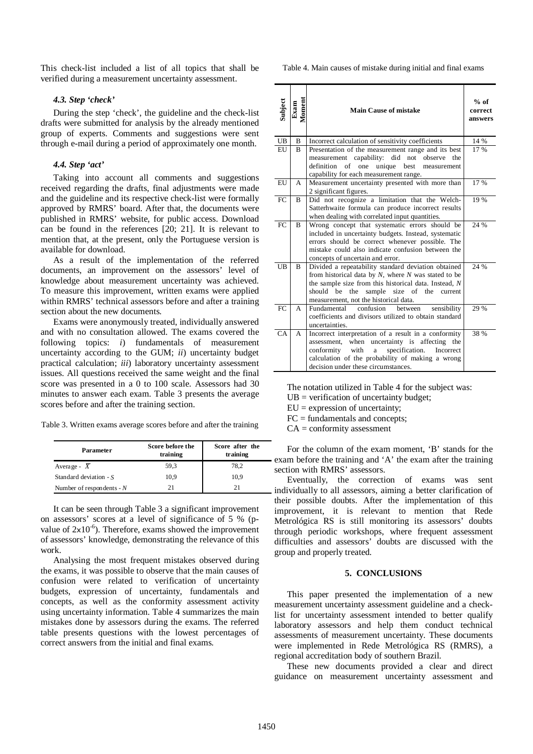This check-list included a list of all topics that shall be verified during a measurement uncertainty assessment.

### *4.3. Step 'check'*

During the step 'check', the guideline and the check-list drafts were submitted for analysis by the already mentioned group of experts. Comments and suggestions were sent through e-mail during a period of approximately one month.

### *4.4. Step 'act'*

Taking into account all comments and suggestions received regarding the drafts, final adjustments were made and the guideline and its respective check-list were formally approved by RMRS' board. After that, the documents were published in RMRS' website, for public access. Download can be found in the references [20; 21]. It is relevant to mention that, at the present, only the Portuguese version is available for download.

As a result of the implementation of the referred documents, an improvement on the assessors' level of knowledge about measurement uncertainty was achieved. To measure this improvement, written exams were applied within RMRS' technical assessors before and after a training section about the new documents.

Exams were anonymously treated, individually answered and with no consultation allowed. The exams covered the following topics: *i*) fundamentals of measurement uncertainty according to the GUM; *ii*) uncertainty budget practical calculation; *iii*) laboratory uncertainty assessment issues. All questions received the same weight and the final score was presented in a 0 to 100 scale. Assessors had 30 minutes to answer each exam. Table 3 presents the average scores before and after the training section.

Table 3. Written exams average scores before and after the training

| Parameter | Score before the training | Score after the training |
|---|---|---|
| Average - $\bar{X}$ | 59,3 | 78,2 |
| Standard deviation - $S$ | 10,9 | 10,9 |
| Number of respondents - $N$ | 21 | 21 |

It can be seen through Table 3 a significant improvement on assessors' scores at a level of significance of 5 % (p-value of $2x10^{-6}$). Therefore, exams showed the improvement of assessors' knowledge, demonstrating the relevance of this work.

Analysing the most frequent mistakes observed during the exams, it was possible to observe that the main causes of confusion were related to verification of uncertainty budgets, expression of uncertainty, fundamentals and concepts, as well as the conformity assessment activity using uncertainty information. Table 4 summarizes the main mistakes done by assessors during the exams. The referred table presents questions with the lowest percentages of correct answers from the initial and final exams.

Table 4. Main causes of mistake during initial and final exams

| Subject | Exam Moment | Main Cause of mistake | % of correct answers |
|---|---|---|---|
| UB | B | Incorrect calculation of sensitivity coefficients | 14 % |
| EU | B | Presentation of the measurement range and its best measurement capability: did not observe the definition of one unique best measurement capability for each measurement range. | 17 % |
| EU | A | Measurement uncertainty presented with more than 2 significant figures. | 17 % |
| FC | B | Did not recognize a limitation that the Welch-Satterhwaite formula can produce incorrect results when dealing with correlated input quantities. | 19 % |
| FC | B | Wrong concept that systematic errors should be included in uncertainty budgets. Instead, systematic errors should be correct whenever possible. The mistake could also indicate confusion between the concepts of uncertain and error. | 24 % |
| UB | B | Divided a repeatability standard deviation obtained from historical data by $N$, where $N$ was stated to be the sample size from this historical data. Instead, $N$ should be the sample size of the current measurement, not the historical data. | 24 % |
| FC | A | Fundamental confusion between sensibility coefficients and divisors utilized to obtain standard uncertainties. | 29 % |
| CA | A | Incorrect interpretation of a result in a conformity assessment, when uncertainty is affecting the conformity with a specification. Incorrect calculation of the probability of making a wrong decision under these circumstances. | 38 % |

The notation utilized in Table 4 for the subject was:
UB = verification of uncertainty budget;
EU = expression of uncertainty;
FC = fundamentals and concepts;
CA = conformity assessment

For the column of the exam moment, 'B' stands for the exam before the training and 'A' the exam after the training section with RMRS' assessors.

Eventually, the correction of exams was sent individually to all assessors, aiming a better clarification of their possible doubts. After the implementation of this improvement, it is relevant to mention that Rede Metrológica RS is still monitoring its assessors' doubts through periodic workshops, where frequent assessment difficulties and assessors' doubts are discussed with the group and properly treated.

## 5. CONCLUSIONS

This paper presented the implementation of a new measurement uncertainty assessment guideline and a check-list for uncertainty assessment intended to better qualify laboratory assessors and help them conduct technical assessments of measurement uncertainty. These documents were implemented in Rede Metrológica RS (RMRS), a regional accreditation body of southern Brazil.

These new documents provided a clear and direct guidance on measurement uncertainty assessment and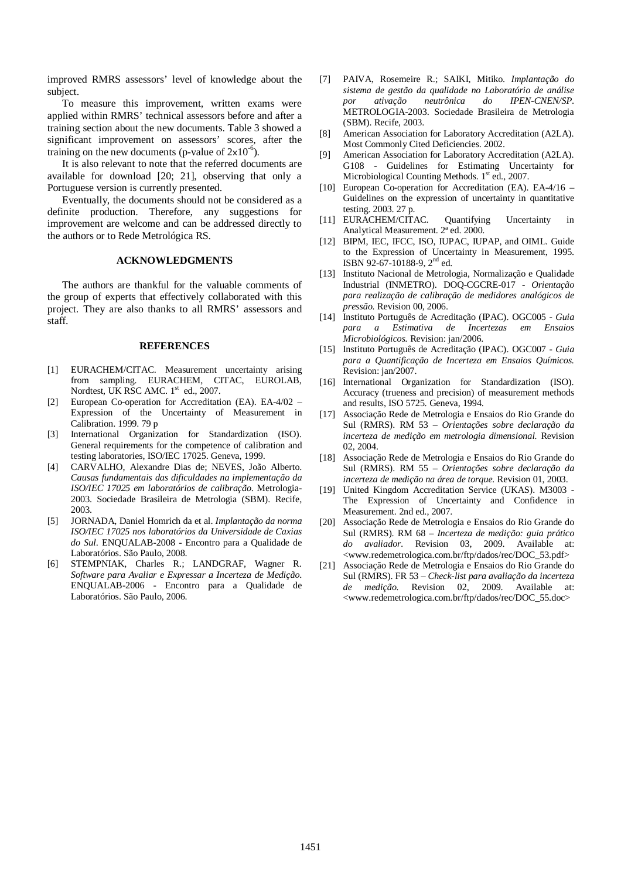improved RMRS assessors' level of knowledge about the subject.

To measure this improvement, written exams were applied within RMRS' technical assessors before and after a training section about the new documents. Table 3 showed a significant improvement on assessors' scores, after the training on the new documents (p-value of $2x10^{-6}$).

It is also relevant to note that the referred documents are available for download [20; 21], observing that only a Portuguese version is currently presented.

Eventually, the documents should not be considered as a definite production. Therefore, any suggestions for improvement are welcome and can be addressed directly to the authors or to Rede Metrológica RS.

## ACKNOWLEDGMENTS

The authors are thankful for the valuable comments of the group of experts that effectively collaborated with this project. They are also thanks to all RMRS' assessors and staff.

## REFERENCES

[1] EURACHEM/CITAC. Measurement uncertainty arising from sampling. EURACHEM, CITAC, EUROLAB, Nordtest, UK RSC AMC. 1st ed., 2007.

[2] European Co-operation for Accreditation (EA). EA-4/02 – Expression of the Uncertainty of Measurement in Calibration. 1999. 79 p

[3] International Organization for Standardization (ISO). General requirements for the competence of calibration and testing laboratories, ISO/IEC 17025. Geneva, 1999.

[4] CARVALHO, Alexandre Dias de; NEVES, João Alberto. *Causas fundamentais das dificuldades na implementação da ISO/IEC 17025 em laboratórios de calibração*. Metrologia-2003. Sociedade Brasileira de Metrologia (SBM). Recife, 2003.

[5] JORNADA, Daniel Homrich da et al. *Implantação da norma ISO/IEC 17025 nos laboratórios da Universidade de Caxias do Sul*. ENQUALAB-2008 - Encontro para a Qualidade de Laboratórios. São Paulo, 2008.

[6] STEMPNIAK, Charles R.; LANDGRAF, Wagner R. *Software para Avaliar e Expressar a Incerteza de Medição*. ENQUALAB-2006 - Encontro para a Qualidade de Laboratórios. São Paulo, 2006.

[7] PAIVA, Rosemeire R.; SAIKI, Mitiko. *Implantação do sistema de gestão da qualidade no Laboratório de análise por ativação neutrônica do IPEN-CNEN/SP*. METROLOGIA-2003. Sociedade Brasileira de Metrologia (SBM). Recife, 2003.

[8] American Association for Laboratory Accreditation (A2LA). Most Commonly Cited Deficiencies. 2002.

[9] American Association for Laboratory Accreditation (A2LA). G108 - Guidelines for Estimating Uncertainty for Microbiological Counting Methods. 1st ed., 2007.

[10] European Co-operation for Accreditation (EA). EA-4/16 – Guidelines on the expression of uncertainty in quantitative testing. 2003. 27 p.

[11] EURACHEM/CITAC. Quantifying Uncertainty in Analytical Measurement. 2ª ed. 2000.

[12] BIPM, IEC, IFCC, ISO, IUPAC, IUPAP, and OIML. Guide to the Expression of Uncertainty in Measurement, 1995. ISBN 92-67-10188-9, 2nd ed.

[13] Instituto Nacional de Metrologia, Normalização e Qualidade Industrial (INMETRO). DOQ-CGCRE-017 - *Orientação para realização de calibração de medidores analógicos de pressão.* Revision 00, 2006.

[14] Instituto Português de Acreditação (IPAC). OGC005 - *Guia para a Estimativa de Incertezas em Ensaios Microbiológicos.* Revision: jan/2006.

[15] Instituto Português de Acreditação (IPAC). OGC007 - *Guia para a Quantificação de Incerteza em Ensaios Químicos.* Revision: jan/2007.

[16] International Organization for Standardization (ISO). Accuracy (trueness and precision) of measurement methods and results, ISO 5725. Geneva, 1994.

[17] Associação Rede de Metrologia e Ensaios do Rio Grande do Sul (RMRS). RM 53 – *Orientações sobre declaração da incerteza de medição em metrologia dimensional.* Revision 02, 2004.

[18] Associação Rede de Metrologia e Ensaios do Rio Grande do Sul (RMRS). RM 55 – *Orientações sobre declaração da incerteza de medição na área de torque.* Revision 01, 2003.

[19] United Kingdom Accreditation Service (UKAS). M3003 - The Expression of Uncertainty and Confidence in Measurement. 2nd ed., 2007.

[20] Associação Rede de Metrologia e Ensaios do Rio Grande do Sul (RMRS). RM 68 – *Incerteza de medição: guia prático do avaliador.* Revision 03, 2009. Available at: <www.redemetrologica.com.br/ftp/dados/rec/DOC_53.pdf>

[21] Associação Rede de Metrologia e Ensaios do Rio Grande do Sul (RMRS). FR 53 – *Check-list para avaliação da incerteza de medição.* Revision 02, 2009. Available at: <www.redemetrologica.com.br/ftp/dados/rec/DOC_55.doc>